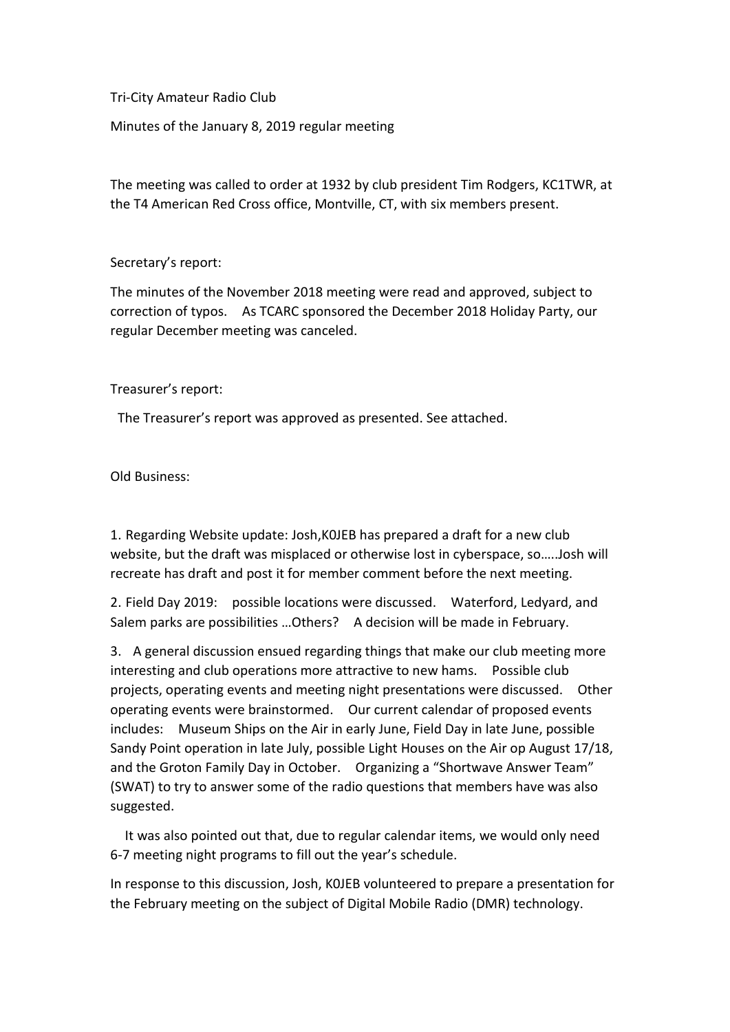Tri-City Amateur Radio Club

Minutes of the January 8, 2019 regular meeting

The meeting was called to order at 1932 by club president Tim Rodgers, KC1TWR, at the T4 American Red Cross office, Montville, CT, with six members present.

Secretary's report:

The minutes of the November 2018 meeting were read and approved, subject to correction of typos. As TCARC sponsored the December 2018 Holiday Party, our regular December meeting was canceled.

Treasurer's report:

The Treasurer's report was approved as presented. See attached.

Old Business:

1. Regarding Website update: Josh,K0JEB has prepared a draft for a new club website, but the draft was misplaced or otherwise lost in cyberspace, so…..Josh will recreate has draft and post it for member comment before the next meeting.

2. Field Day 2019: possible locations were discussed. Waterford, Ledyard, and Salem parks are possibilities …Others? A decision will be made in February.

3. A general discussion ensued regarding things that make our club meeting more interesting and club operations more attractive to new hams. Possible club projects, operating events and meeting night presentations were discussed. Other operating events were brainstormed. Our current calendar of proposed events includes: Museum Ships on the Air in early June, Field Day in late June, possible Sandy Point operation in late July, possible Light Houses on the Air op August 17/18, and the Groton Family Day in October. Organizing a "Shortwave Answer Team" (SWAT) to try to answer some of the radio questions that members have was also suggested.

It was also pointed out that, due to regular calendar items, we would only need 6-7 meeting night programs to fill out the year's schedule.

In response to this discussion, Josh, K0JEB volunteered to prepare a presentation for the February meeting on the subject of Digital Mobile Radio (DMR) technology.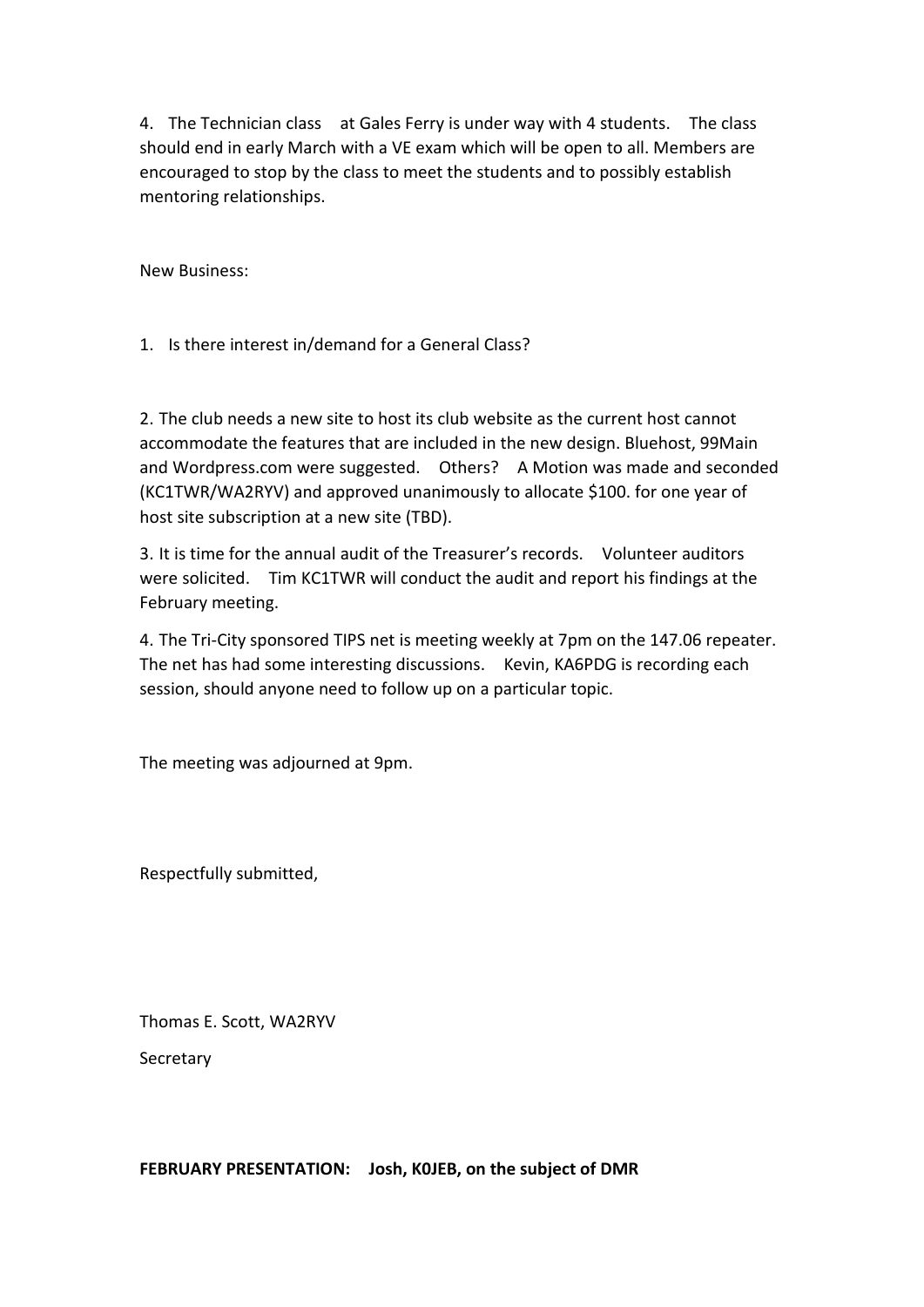4. The Technician class at Gales Ferry is under way with 4 students. The class should end in early March with a VE exam which will be open to all. Members are encouraged to stop by the class to meet the students and to possibly establish mentoring relationships.

New Business:

1. Is there interest in/demand for a General Class?

2. The club needs a new site to host its club website as the current host cannot accommodate the features that are included in the new design. Bluehost, 99Main and Wordpress.com were suggested. Others? A Motion was made and seconded (KC1TWR/WA2RYV) and approved unanimously to allocate $100. for one year of host site subscription at a new site (TBD).

3. It is time for the annual audit of the Treasurer's records. Volunteer auditors were solicited. Tim KC1TWR will conduct the audit and report his findings at the February meeting.

4. The Tri-City sponsored TIPS net is meeting weekly at 7pm on the 147.06 repeater. The net has had some interesting discussions. Kevin, KA6PDG is recording each session, should anyone need to follow up on a particular topic.

The meeting was adjourned at 9pm.

Respectfully submitted,

Thomas E. Scott, WA2RYV

Secretary

**FEBRUARY PRESENTATION: Josh, K0JEB, on the subject of DMR**